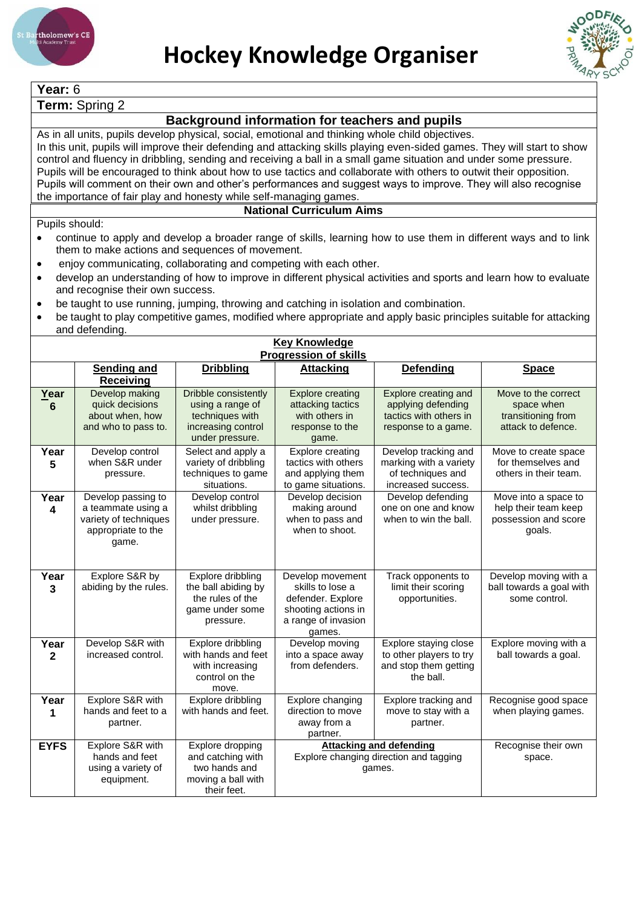# Hockey Knowledge Organiser

**Year:** 6

**Term:** Spring 2

## Background information for teachers and pupils

As in all units, pupils develop physical, social, emotional and thinking whole child objectives.
In this unit, pupils will improve their defending and attacking skills playing even-sided games. They will start to show control and fluency in dribbling, sending and receiving a ball in a small game situation and under some pressure. Pupils will be encouraged to think about how to use tactics and collaborate with others to outwit their opposition. Pupils will comment on their own and other's performances and suggest ways to improve. They will also recognise the importance of fair play and honesty while self-managing games.

## National Curriculum Aims

Pupils should:

- continue to apply and develop a broader range of skills, learning how to use them in different ways and to link them to make actions and sequences of movement.
- enjoy communicating, collaborating and competing with each other.
- develop an understanding of how to improve in different physical activities and sports and learn how to evaluate and recognise their own success.
- be taught to use running, jumping, throwing and catching in isolation and combination.
- be taught to play competitive games, modified where appropriate and apply basic principles suitable for attacking and defending.

## Key Knowledge

### Progression of skills

| | Sending and Receiving | Dribbling | Attacking | Defending | Space |
|---|---|---|---|---|---|
| **Year 6** | Develop making quick decisions about when, how and who to pass to. | Dribble consistently using a range of techniques with increasing control under pressure. | Explore creating attacking tactics with others in response to the game. | Explore creating and applying defending tactics with others in response to a game. | Move to the correct space when transitioning from attack to defence. |
| **Year 5** | Develop control when S&R under pressure. | Select and apply a variety of dribbling techniques to game situations. | Explore creating tactics with others and applying them to game situations. | Develop tracking and marking with a variety of techniques and increased success. | Move to create space for themselves and others in their team. |
| **Year 4** | Develop passing to a teammate using a variety of techniques appropriate to the game. | Develop control whilst dribbling under pressure. | Develop decision making around when to pass and when to shoot. | Develop defending one on one and know when to win the ball. | Move into a space to help their team keep possession and score goals. |
| **Year 3** | Explore S&R by abiding by the rules. | Explore dribbling the ball abiding by the rules of the game under some pressure. | Develop movement skills to lose a defender. Explore shooting actions in a range of invasion games. | Track opponents to limit their scoring opportunities. | Develop moving with a ball towards a goal with some control. |
| **Year 2** | Develop S&R with increased control. | Explore dribbling with hands and feet with increasing control on the move. | Develop moving into a space away from defenders. | Explore staying close to other players to try and stop them getting the ball. | Explore moving with a ball towards a goal. |
| **Year 1** | Explore S&R with hands and feet to a partner. | Explore dribbling with hands and feet. | Explore changing direction to move away from a partner. | Explore tracking and move to stay with a partner. | Recognise good space when playing games. |
| **EYFS** | Explore S&R with hands and feet using a variety of equipment. | Explore dropping and catching with two hands and moving a ball with their feet. | **Attacking and defending** Explore changing direction and tagging games. | | Recognise their own space. |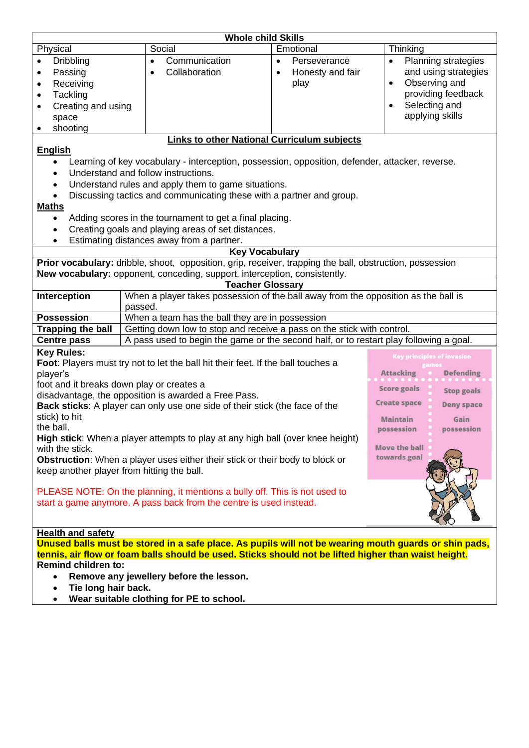| Whole child Skills | | | |
|---|---|---|---|
| Physical | Social | Emotional | Thinking |
| • Dribbling<br>• Passing<br>• Receiving<br>• Tackling<br>• Creating and using space<br>• shooting | • Communication<br>• Collaboration | • Perseverance<br>• Honesty and fair play | • Planning strategies and using strategies<br>• Observing and providing feedback<br>• Selecting and applying skills |

## Links to other National Curriculum subjects

**English**

- Learning of key vocabulary - interception, possession, opposition, defender, attacker, reverse.
- Understand and follow instructions.
- Understand rules and apply them to game situations.
- Discussing tactics and communicating these with a partner and group.

**Maths**

- Adding scores in the tournament to get a final placing.
- Creating goals and playing areas of set distances.
- Estimating distances away from a partner.

## Key Vocabulary

**Prior vocabulary:** dribble, shoot, opposition, grip, receiver, trapping the ball, obstruction, possession

**New vocabulary:** opponent, conceding, support, interception, consistently.

## Teacher Glossary

| Term | Definition |
|---|---|
| **Interception** | When a player takes possession of the ball away from the opposition as the ball is passed. |
| **Possession** | When a team has the ball they are in possession |
| **Trapping the ball** | Getting down low to stop and receive a pass on the stick with control. |
| **Centre pass** | A pass used to begin the game or the second half, or to restart play following a goal. |

**Key Rules:**

**Foot**: Players must try not to let the ball hit their feet. If the ball touches a player's foot and it breaks down play or creates a disadvantage, the opposition is awarded a Free Pass.

**Back sticks**: A player can only use one side of their stick (the face of the stick) to hit the ball.

**High stick**: When a player attempts to play at any high ball (over knee height) with the stick.

**Obstruction**: When a player uses either their stick or their body to block or keep another player from hitting the ball.

PLEASE NOTE: On the planning, it mentions a bully off. This is not used to start a game anymore. A pass back from the centre is used instead.

Key principles of invasion games

| Attacking | Defending |
|---|---|
| Score goals | Stop goals |
| Create space | Deny space |
| Maintain possession | Gain possession |
| Move the ball towards goal | |

**Health and safety**

**Unused balls must be stored in a safe place. As pupils will not be wearing mouth guards or shin pads, tennis, air flow or foam balls should be used. Sticks should not be lifted higher than waist height.**

**Remind children to:**

- **Remove any jewellery before the lesson.**
- **Tie long hair back.**
- **Wear suitable clothing for PE to school.**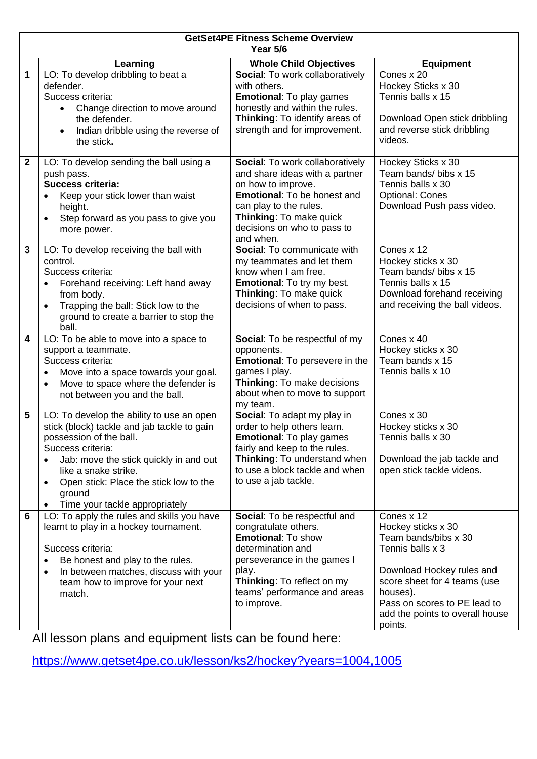# GetSet4PE Fitness Scheme Overview
## Year 5/6

| | Learning | Whole Child Objectives | Equipment |
|---|---|---|---|
| 1 | LO: To develop dribbling to beat a defender.<br>Success criteria:<br>• Change direction to move around the defender.<br>• Indian dribble using the reverse of the stick. | **Social**: To work collaboratively with others.<br>**Emotional**: To play games honestly and within the rules.<br>**Thinking**: To identify areas of strength and for improvement. | Cones x 20<br>Hockey Sticks x 30<br>Tennis balls x 15<br><br>Download Open stick dribbling and reverse stick dribbling videos. |
| 2 | LO: To develop sending the ball using a push pass.<br>**Success criteria:**<br>• Keep your stick lower than waist height.<br>• Step forward as you pass to give you more power. | **Social**: To work collaboratively and share ideas with a partner on how to improve.<br>**Emotional**: To be honest and can play to the rules.<br>**Thinking**: To make quick decisions on who to pass to and when. | Hockey Sticks x 30<br>Team bands/ bibs x 15<br>Tennis balls x 30<br>Optional: Cones<br>Download Push pass video. |
| 3 | LO: To develop receiving the ball with control.<br>Success criteria:<br>• Forehand receiving: Left hand away from body.<br>• Trapping the ball: Stick low to the ground to create a barrier to stop the ball. | **Social**: To communicate with my teammates and let them know when I am free.<br>**Emotional**: To try my best.<br>**Thinking**: To make quick decisions of when to pass. | Cones x 12<br>Hockey sticks x 30<br>Team bands/ bibs x 15<br>Tennis balls x 15<br>Download forehand receiving and receiving the ball videos. |
| 4 | LO: To be able to move into a space to support a teammate.<br>Success criteria:<br>• Move into a space towards your goal.<br>• Move to space where the defender is not between you and the ball. | **Social**: To be respectful of my opponents.<br>**Emotional**: To persevere in the games I play.<br>**Thinking**: To make decisions about when to move to support my team. | Cones x 40<br>Hockey sticks x 30<br>Team bands x 15<br>Tennis balls x 10 |
| 5 | LO: To develop the ability to use an open stick (block) tackle and jab tackle to gain possession of the ball.<br>Success criteria:<br>• Jab: move the stick quickly in and out like a snake strike.<br>• Open stick: Place the stick low to the ground<br>• Time your tackle appropriately | **Social**: To adapt my play in order to help others learn.<br>**Emotional**: To play games fairly and keep to the rules.<br>**Thinking**: To understand when to use a block tackle and when to use a jab tackle. | Cones x 30<br>Hockey sticks x 30<br>Tennis balls x 30<br><br>Download the jab tackle and open stick tackle videos. |
| 6 | LO: To apply the rules and skills you have learnt to play in a hockey tournament.<br><br>Success criteria:<br>• Be honest and play to the rules.<br>• In between matches, discuss with your team how to improve for your next match. | **Social**: To be respectful and congratulate others.<br>**Emotional**: To show determination and perseverance in the games I play.<br>**Thinking**: To reflect on my teams' performance and areas to improve. | Cones x 12<br>Hockey sticks x 30<br>Team bands/bibs x 30<br>Tennis balls x 3<br><br>Download Hockey rules and score sheet for 4 teams (use houses).<br>Pass on scores to PE lead to add the points to overall house points. |

All lesson plans and equipment lists can be found here:

https://www.getset4pe.co.uk/lesson/ks2/hockey?years=1004,1005